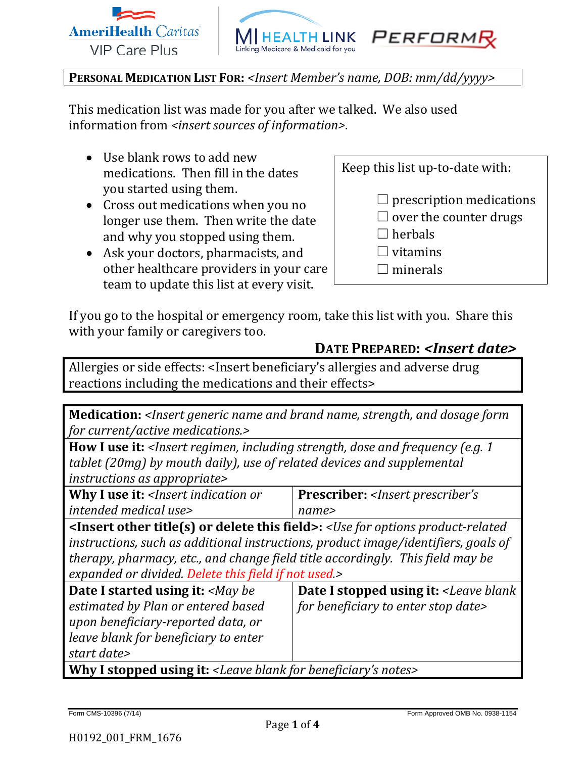AmeriHealth Caritas VIP Care Plus | MI HEALTH LINK Linking Medicare & Medicaid for you | PERFORMRx

**PERSONAL MEDICATION LIST FOR:** *<Insert Member's name, DOB: mm/dd/yyyy>*

This medication list was made for you after we talked. We also used information from *<insert sources of information>*.

- Use blank rows to add new medications. Then fill in the dates you started using them.
- Cross out medications when you no longer use them. Then write the date and why you stopped using them.
- Ask your doctors, pharmacists, and other healthcare providers in your care team to update this list at every visit.

Keep this list up-to-date with:

- ☐ prescription medications
- ☐ over the counter drugs
- ☐ herbals
- ☐ vitamins
- ☐ minerals

If you go to the hospital or emergency room, take this list with you. Share this with your family or caregivers too.

**DATE PREPARED:** ***<Insert date>***

| Allergies or side effects: <Insert beneficiary's allergies and adverse drug reactions including the medications and their effects> |
|---|

| | |
|---|---|
| **Medication:** *<Insert generic name and brand name, strength, and dosage form for current/active medications.>* | |
| **How I use it:** *<Insert regimen, including strength, dose and frequency (e.g. 1 tablet (20mg) by mouth daily), use of related devices and supplemental instructions as appropriate>* | |
| **Why I use it:** *<Insert indication or intended medical use>* | **Prescriber:** *<Insert prescriber's name>* |
| **<Insert other title(s) or delete this field>:** *<Use for options product-related instructions, such as additional instructions, product image/identifiers, goals of therapy, pharmacy, etc., and change field title accordingly. This field may be expanded or divided. Delete this field if not used.>* | |
| **Date I started using it:** *<May be estimated by Plan or entered based upon beneficiary-reported data, or leave blank for beneficiary to enter start date>* | **Date I stopped using it:** *<Leave blank for beneficiary to enter stop date>* |
| **Why I stopped using it:** *<Leave blank for beneficiary's notes>* | |

Form CMS-10396 (7/14) Form Approved OMB No. 0938-1154

H0192_001_FRM_1676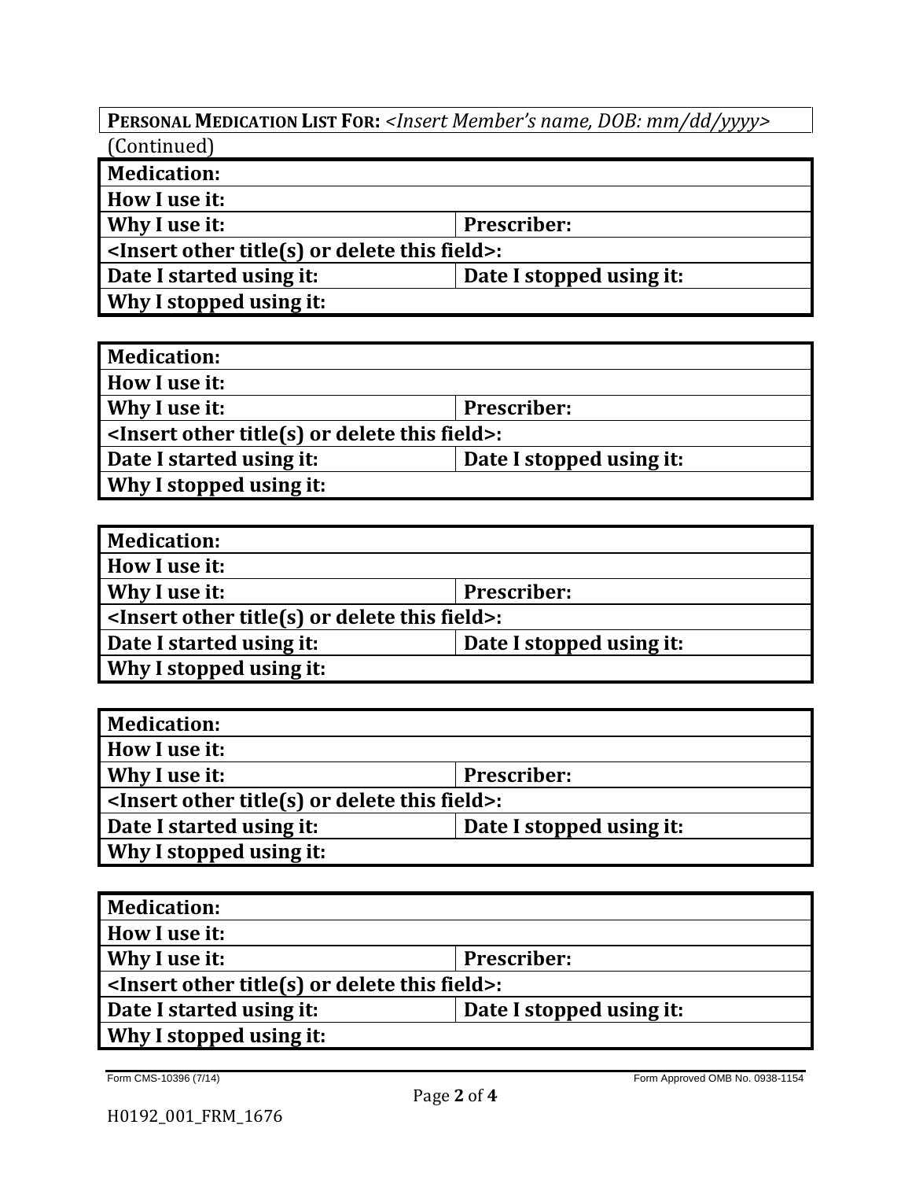| **PERSONAL MEDICATION LIST FOR:** *<Insert Member's name, DOB: mm/dd/yyyy>* |
|---|

(Continued)

| **Medication:** | |
|---|---|
| **How I use it:** | |
| **Why I use it:** | **Prescriber:** |
| **<Insert other title(s) or delete this field>:** | |
| **Date I started using it:** | **Date I stopped using it:** |
| **Why I stopped using it:** | |

| **Medication:** | |
|---|---|
| **How I use it:** | |
| **Why I use it:** | **Prescriber:** |
| **<Insert other title(s) or delete this field>:** | |
| **Date I started using it:** | **Date I stopped using it:** |
| **Why I stopped using it:** | |

| **Medication:** | |
|---|---|
| **How I use it:** | |
| **Why I use it:** | **Prescriber:** |
| **<Insert other title(s) or delete this field>:** | |
| **Date I started using it:** | **Date I stopped using it:** |
| **Why I stopped using it:** | |

| **Medication:** | |
|---|---|
| **How I use it:** | |
| **Why I use it:** | **Prescriber:** |
| **<Insert other title(s) or delete this field>:** | |
| **Date I started using it:** | **Date I stopped using it:** |
| **Why I stopped using it:** | |

| **Medication:** | |
|---|---|
| **How I use it:** | |
| **Why I use it:** | **Prescriber:** |
| **<Insert other title(s) or delete this field>:** | |
| **Date I started using it:** | **Date I stopped using it:** |
| **Why I stopped using it:** | |

Form CMS-10396 (7/14) Form Approved OMB No. 0938-1154

H0192_001_FRM_1676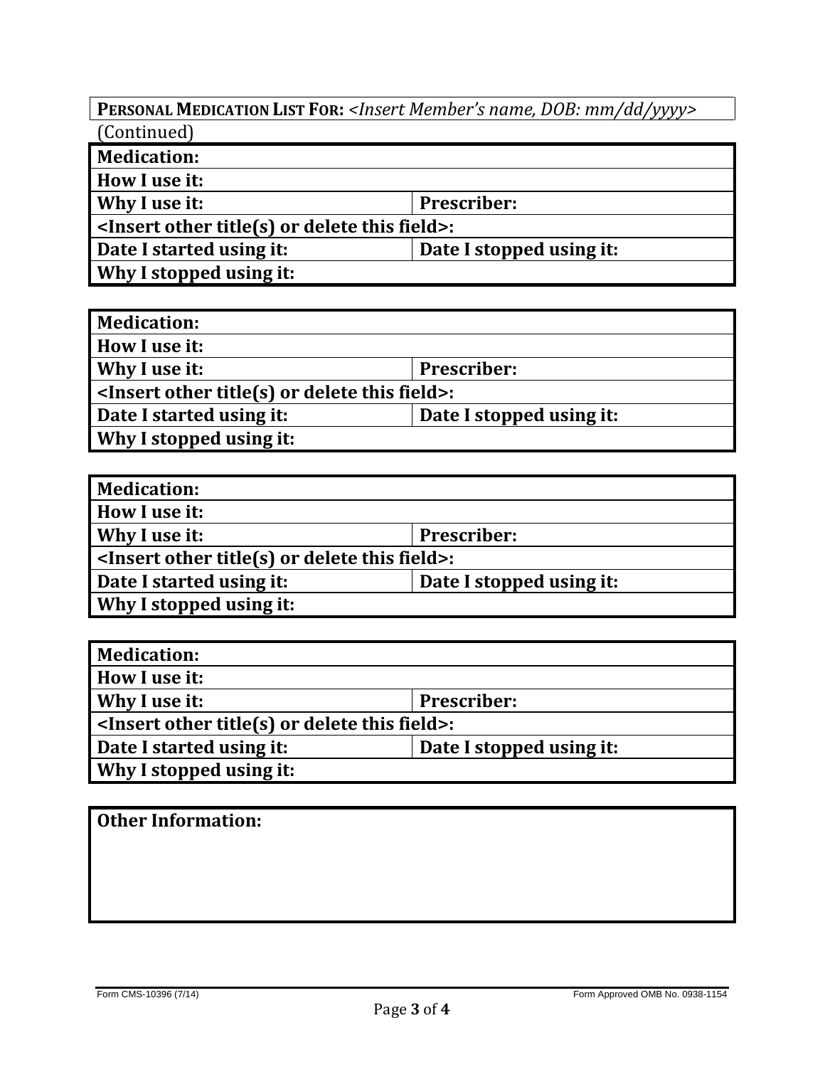**PERSONAL MEDICATION LIST FOR:** *<Insert Member's name, DOB: mm/dd/yyyy>*

(Continued)

| **Medication:** | |
|---|---|
| **How I use it:** | |
| **Why I use it:** | **Prescriber:** |
| **<Insert other title(s) or delete this field>:** | |
| **Date I started using it:** | **Date I stopped using it:** |
| **Why I stopped using it:** | |

| **Medication:** | |
|---|---|
| **How I use it:** | |
| **Why I use it:** | **Prescriber:** |
| **<Insert other title(s) or delete this field>:** | |
| **Date I started using it:** | **Date I stopped using it:** |
| **Why I stopped using it:** | |

| **Medication:** | |
|---|---|
| **How I use it:** | |
| **Why I use it:** | **Prescriber:** |
| **<Insert other title(s) or delete this field>:** | |
| **Date I started using it:** | **Date I stopped using it:** |
| **Why I stopped using it:** | |

| **Medication:** | |
|---|---|
| **How I use it:** | |
| **Why I use it:** | **Prescriber:** |
| **<Insert other title(s) or delete this field>:** | |
| **Date I started using it:** | **Date I stopped using it:** |
| **Why I stopped using it:** | |

| **Other Information:** |
|---|
| |

Form CMS-10396 (7/14) Form Approved OMB No. 0938-1154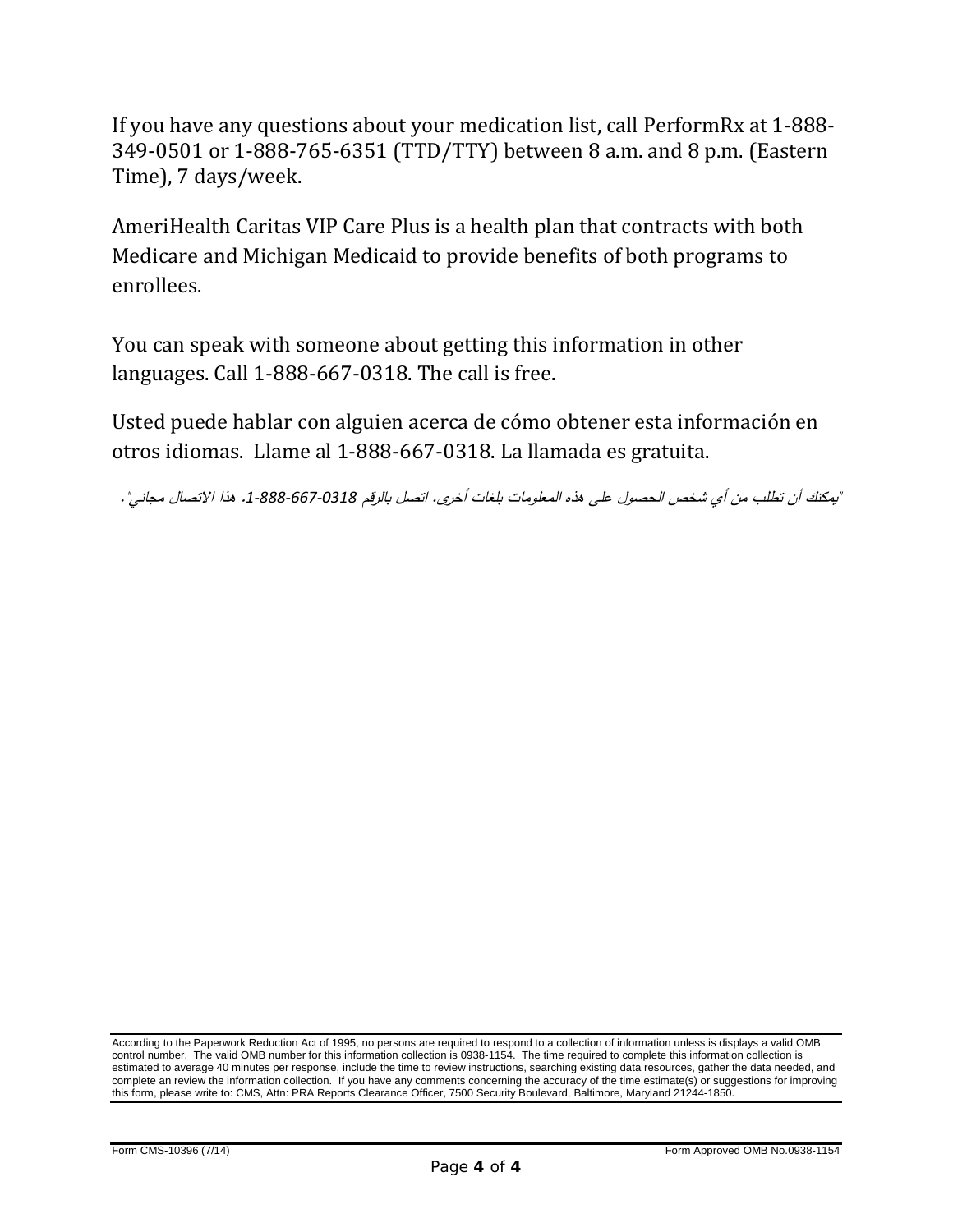If you have any questions about your medication list, call PerformRx at 1-888-349-0501 or 1-888-765-6351 (TTD/TTY) between 8 a.m. and 8 p.m. (Eastern Time), 7 days/week.

AmeriHealth Caritas VIP Care Plus is a health plan that contracts with both Medicare and Michigan Medicaid to provide benefits of both programs to enrollees.

You can speak with someone about getting this information in other languages. Call 1-888-667-0318. The call is free.

Usted puede hablar con alguien acerca de cómo obtener esta información en otros idiomas. Llame al 1-888-667-0318. La llamada es gratuita.

"يمكنك أن تطلب من أي شخص الحصول على هذه المعلومات بلغات أخرى. اتصل بالرقم 1-888-667-0318. هذا الاتصال مجاني".

According to the Paperwork Reduction Act of 1995, no persons are required to respond to a collection of information unless is displays a valid OMB control number. The valid OMB number for this information collection is 0938-1154. The time required to complete this information collection is estimated to average 40 minutes per response, include the time to review instructions, searching existing data resources, gather the data needed, and complete an review the information collection. If you have any comments concerning the accuracy of the time estimate(s) or suggestions for improving this form, please write to: CMS, Attn: PRA Reports Clearance Officer, 7500 Security Boulevard, Baltimore, Maryland 21244-1850.

Form CMS-10396 (7/14) Form Approved OMB No.0938-1154